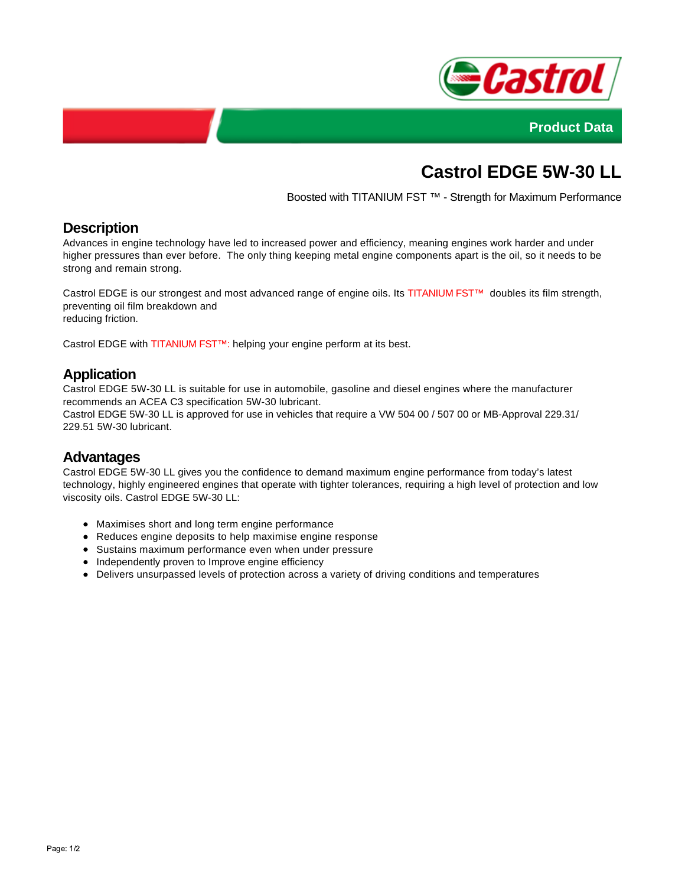Product Data

# Castrol EDGE 5W-30 LL

Boosted with TITANIUM FST ™ - Strength for Maximum Performance

## Description

Advances in engine technology have led to increased power and efficiency, meaning engines work harder and under higher pressures than ever before. The only thing keeping metal engine components apart is the oil, so it needs to be strong and remain strong.

Castrol EDGE is our strongest and most advanced range of engine oils. Its TITANIUM FST™ doubles its film strength, preventing oil film breakdown and
reducing friction.

Castrol EDGE with TITANIUM FST™: helping your engine perform at its best.

## Application

Castrol EDGE 5W-30 LL is suitable for use in automobile, gasoline and diesel engines where the manufacturer recommends an ACEA C3 specification 5W-30 lubricant.
Castrol EDGE 5W-30 LL is approved for use in vehicles that require a VW 504 00 / 507 00 or MB-Approval 229.31/ 229.51 5W-30 lubricant.

## Advantages

Castrol EDGE 5W-30 LL gives you the confidence to demand maximum engine performance from today's latest technology, highly engineered engines that operate with tighter tolerances, requiring a high level of protection and low viscosity oils. Castrol EDGE 5W-30 LL:

- Maximises short and long term engine performance
- Reduces engine deposits to help maximise engine response
- Sustains maximum performance even when under pressure
- Independently proven to Improve engine efficiency
- Delivers unsurpassed levels of protection across a variety of driving conditions and temperatures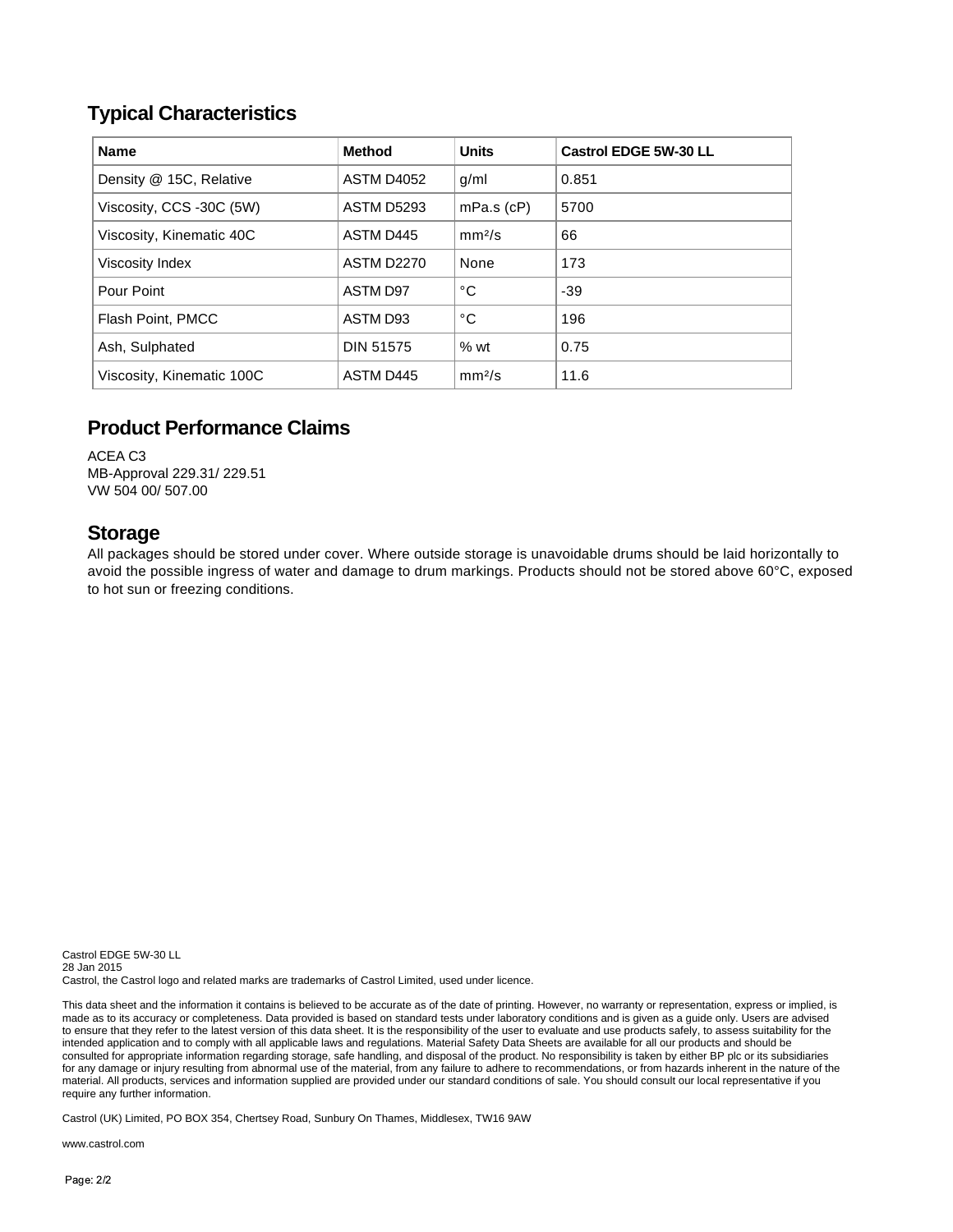## Typical Characteristics

| Name | Method | Units | Castrol EDGE 5W-30 LL |
|---|---|---|---|
| Density @ 15C, Relative | ASTM D4052 | g/ml | 0.851 |
| Viscosity, CCS -30C (5W) | ASTM D5293 | mPa.s (cP) | 5700 |
| Viscosity, Kinematic 40C | ASTM D445 | $mm^2/s$ | 66 |
| Viscosity Index | ASTM D2270 | None | 173 |
| Pour Point | ASTM D97 | °C | -39 |
| Flash Point, PMCC | ASTM D93 | °C | 196 |
| Ash, Sulphated | DIN 51575 | % wt | 0.75 |
| Viscosity, Kinematic 100C | ASTM D445 | $mm^2/s$ | 11.6 |

## Product Performance Claims

ACEA C3
MB-Approval 229.31/ 229.51
VW 504 00/ 507.00

## Storage

All packages should be stored under cover. Where outside storage is unavoidable drums should be laid horizontally to avoid the possible ingress of water and damage to drum markings. Products should not be stored above 60°C, exposed to hot sun or freezing conditions.

Castrol EDGE 5W-30 LL
28 Jan 2015
Castrol, the Castrol logo and related marks are trademarks of Castrol Limited, used under licence.

This data sheet and the information it contains is believed to be accurate as of the date of printing. However, no warranty or representation, express or implied, is made as to its accuracy or completeness. Data provided is based on standard tests under laboratory conditions and is given as a guide only. Users are advised to ensure that they refer to the latest version of this data sheet. It is the responsibility of the user to evaluate and use products safely, to assess suitability for the intended application and to comply with all applicable laws and regulations. Material Safety Data Sheets are available for all our products and should be consulted for appropriate information regarding storage, safe handling, and disposal of the product. No responsibility is taken by either BP plc or its subsidiaries for any damage or injury resulting from abnormal use of the material, from any failure to adhere to recommendations, or from hazards inherent in the nature of the material. All products, services and information supplied are provided under our standard conditions of sale. You should consult our local representative if you require any further information.

Castrol (UK) Limited, PO BOX 354, Chertsey Road, Sunbury On Thames, Middlesex, TW16 9AW

www.castrol.com